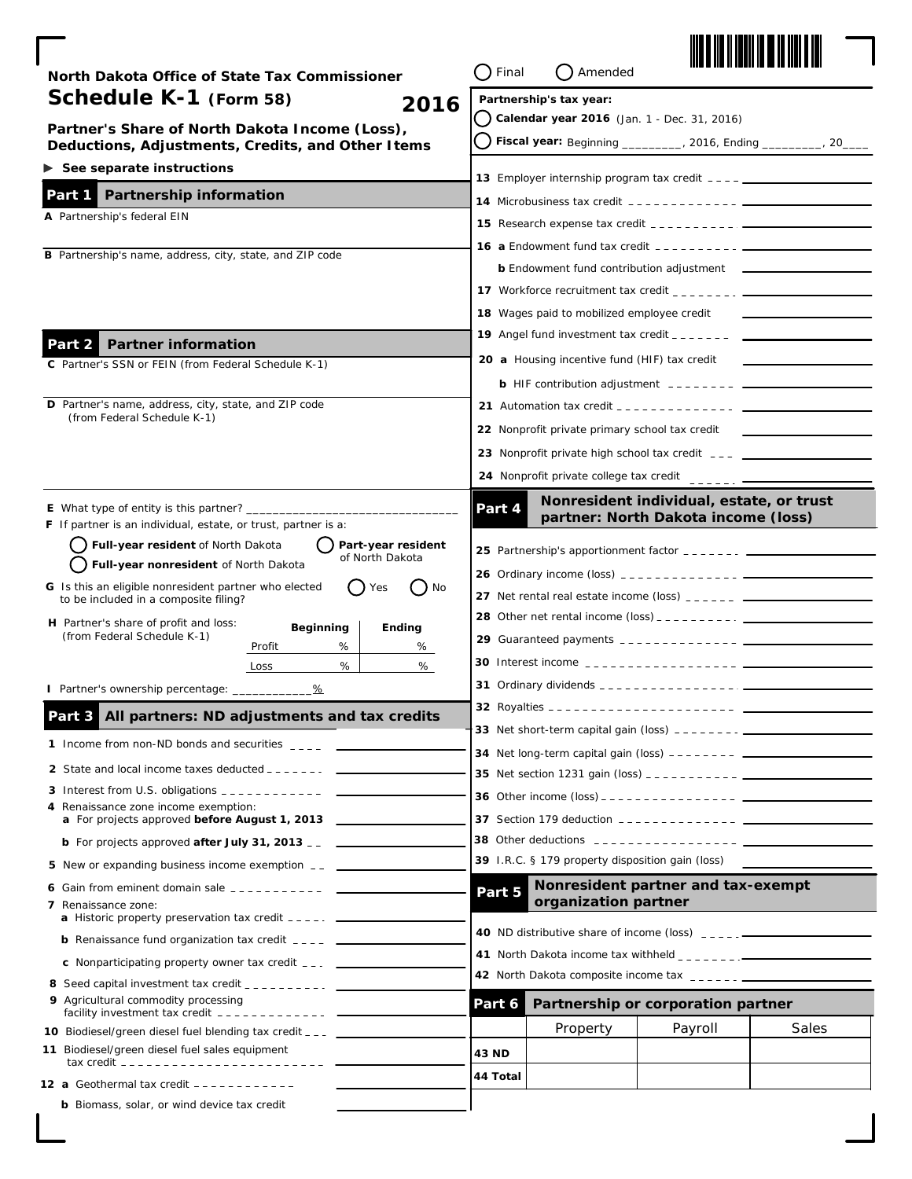North Dakota Office of State Tax Commissioner

# Schedule K-1 (Form 58) 2016

## Partner's Share of North Dakota Income (Loss), Deductions, Adjustments, Credits, and Other Items

► See separate instructions

◯ Final ◯ Amended

**Partnership's tax year:**

◯ **Calendar year 2016** (Jan. 1 - Dec. 31, 2016)

◯ **Fiscal year:** Beginning _________, 2016, Ending _________, 20____

## Part 1 Partnership information

**A** Partnership's federal EIN

**B** Partnership's name, address, city, state, and ZIP code

## Part 2 Partner information

**C** Partner's SSN or FEIN (from Federal Schedule K-1)

**D** Partner's name, address, city, state, and ZIP code (from Federal Schedule K-1)

**E** What type of entity is this partner? _______________________________

**F** If partner is an individual, estate, or trust, partner is a:

◯ **Full-year resident** of North Dakota ◯ **Part-year resident** of North Dakota

◯ **Full-year nonresident** of North Dakota

**G** Is this an eligible nonresident partner who elected to be included in a composite filing? ◯ Yes ◯ No

**H** Partner's share of profit and loss: (from Federal Schedule K-1)

| | Beginning | Ending |
|---|---|---|
| Profit | % | % |
| Loss | % | % |

**I** Partner's ownership percentage: ___________%

## Part 3 All partners: ND adjustments and tax credits

1 Income from non-ND bonds and securities ____

2 State and local income taxes deducted ____

3 Interest from U.S. obligations ____

4 Renaissance zone income exemption:
- a For projects approved **before August 1, 2013** ____
- b For projects approved **after July 31, 2013** ____

5 New or expanding business income exemption ____

6 Gain from eminent domain sale ____

7 Renaissance zone:
- a Historic property preservation tax credit ____
- b Renaissance fund organization tax credit ____
- c Nonparticipating property owner tax credit ____

8 Seed capital investment tax credit ____

9 Agricultural commodity processing facility investment tax credit ____

10 Biodiesel/green diesel fuel blending tax credit ____

11 Biodiesel/green diesel fuel sales equipment tax credit ____

12 a Geothermal tax credit ____
- b Biomass, solar, or wind device tax credit ____

13 Employer internship program tax credit ____

14 Microbusiness tax credit ____

15 Research expense tax credit ____

16 a Endowment fund tax credit ____
- b Endowment fund contribution adjustment ____

17 Workforce recruitment tax credit ____

18 Wages paid to mobilized employee credit ____

19 Angel fund investment tax credit ____

20 a Housing incentive fund (HIF) tax credit ____
- b HIF contribution adjustment ____

21 Automation tax credit ____

22 Nonprofit private primary school tax credit ____

23 Nonprofit private high school tax credit ____

24 Nonprofit private college tax credit ____

## Part 4 Nonresident individual, estate, or trust partner: North Dakota income (loss)

25 Partnership's apportionment factor ____

26 Ordinary income (loss) ____

27 Net rental real estate income (loss) ____

28 Other net rental income (loss) ____

29 Guaranteed payments ____

30 Interest income ____

31 Ordinary dividends ____

32 Royalties ____

33 Net short-term capital gain (loss) ____

34 Net long-term capital gain (loss) ____

35 Net section 1231 gain (loss) ____

36 Other income (loss) ____

37 Section 179 deduction ____

38 Other deductions ____

39 I.R.C. § 179 property disposition gain (loss) ____

## Part 5 Nonresident partner and tax-exempt organization partner

40 ND distributive share of income (loss) ____

41 North Dakota income tax withheld ____

42 North Dakota composite income tax ____

## Part 6 Partnership or corporation partner

| | Property | Payroll | Sales |
|---|---|---|---|
| 43 ND | | | |
| 44 Total | | | |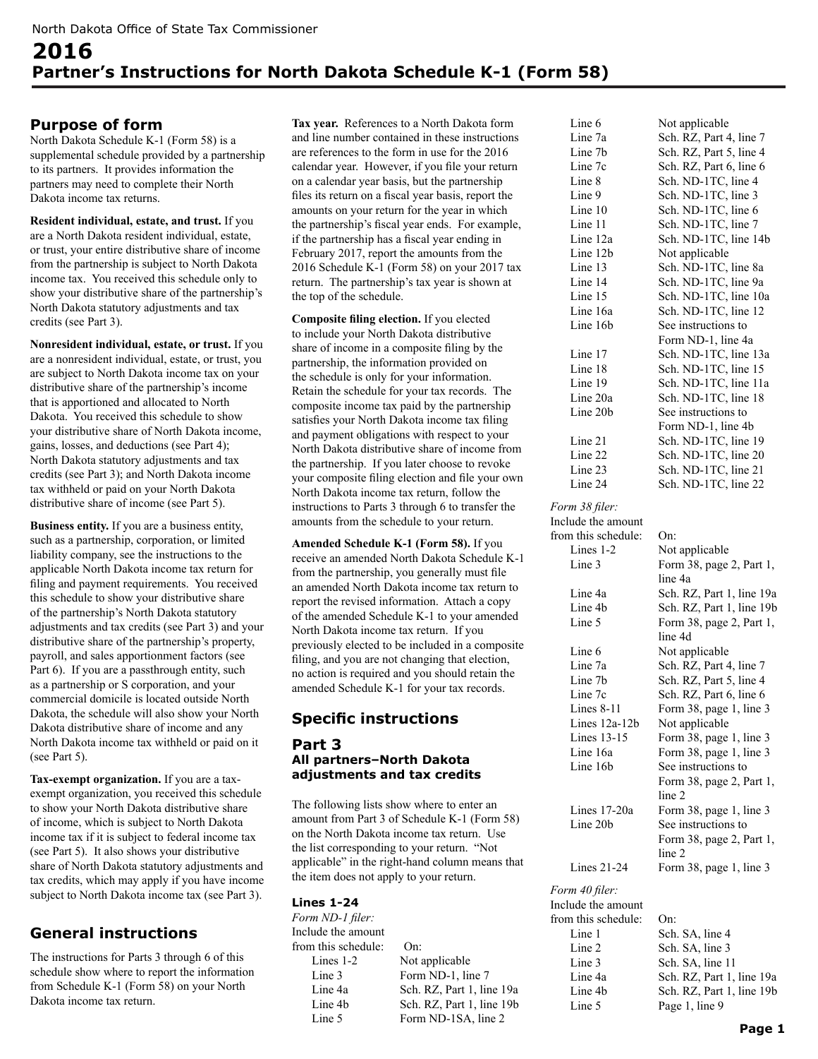North Dakota Office of State Tax Commissioner

# 2016
# Partner's Instructions for North Dakota Schedule K-1 (Form 58)

## Purpose of form

North Dakota Schedule K-1 (Form 58) is a supplemental schedule provided by a partnership to its partners. It provides information the partners may need to complete their North Dakota income tax returns.

**Resident individual, estate, and trust.** If you are a North Dakota resident individual, estate, or trust, your entire distributive share of income from the partnership is subject to North Dakota income tax. You received this schedule only to show your distributive share of the partnership's North Dakota statutory adjustments and tax credits (see Part 3).

**Nonresident individual, estate, or trust.** If you are a nonresident individual, estate, or trust, you are subject to North Dakota income tax on your distributive share of the partnership's income that is apportioned and allocated to North Dakota. You received this schedule to show your distributive share of North Dakota income, gains, losses, and deductions (see Part 4); North Dakota statutory adjustments and tax credits (see Part 3); and North Dakota income tax withheld or paid on your North Dakota distributive share of income (see Part 5).

**Business entity.** If you are a business entity, such as a partnership, corporation, or limited liability company, see the instructions to the applicable North Dakota income tax return for filing and payment requirements. You received this schedule to show your distributive share of the partnership's North Dakota statutory adjustments and tax credits (see Part 3) and your distributive share of the partnership's property, payroll, and sales apportionment factors (see Part 6). If you are a passthrough entity, such as a partnership or S corporation, and your commercial domicile is located outside North Dakota, the schedule will also show your North Dakota distributive share of income and any North Dakota income tax withheld or paid on it (see Part 5).

**Tax-exempt organization.** If you are a tax-exempt organization, you received this schedule to show your North Dakota distributive share of income, which is subject to North Dakota income tax if it is subject to federal income tax (see Part 5). It also shows your distributive share of North Dakota statutory adjustments and tax credits, which may apply if you have income subject to North Dakota income tax (see Part 3).

## General instructions

The instructions for Parts 3 through 6 of this schedule show where to report the information from Schedule K-1 (Form 58) on your North Dakota income tax return.

**Tax year.** References to a North Dakota form and line number contained in these instructions are references to the form in use for the 2016 calendar year. However, if you file your return on a calendar year basis, but the partnership files its return on a fiscal year basis, report the amounts on your return for the year in which the partnership's fiscal year ends. For example, if the partnership has a fiscal year ending in February 2017, report the amounts from the 2016 Schedule K-1 (Form 58) on your 2017 tax return. The partnership's tax year is shown at the top of the schedule.

**Composite filing election.** If you elected to include your North Dakota distributive share of income in a composite filing by the partnership, the information provided on the schedule is only for your information. Retain the schedule for your tax records. The composite income tax paid by the partnership satisfies your North Dakota income tax filing and payment obligations with respect to your North Dakota distributive share of income from the partnership. If you later choose to revoke your composite filing election and file your own North Dakota income tax return, follow the instructions to Parts 3 through 6 to transfer the amounts from the schedule to your return.

**Amended Schedule K-1 (Form 58).** If you receive an amended North Dakota Schedule K-1 from the partnership, you generally must file an amended North Dakota income tax return to report the revised information. Attach a copy of the amended Schedule K-1 to your amended North Dakota income tax return. If you previously elected to be included in a composite filing, and you are not changing that election, no action is required and you should retain the amended Schedule K-1 for your tax records.

## Specific instructions

### Part 3
### All partners–North Dakota adjustments and tax credits

The following lists show where to enter an amount from Part 3 of Schedule K-1 (Form 58) on the North Dakota income tax return. Use the list corresponding to your return. "Not applicable" in the right-hand column means that the item does not apply to your return.

#### Lines 1-24

*Form ND-1 filer:*

| Include the amount from this schedule: | On: |
|---|---|
| Lines 1-2 | Not applicable |
| Line 3 | Form ND-1, line 7 |
| Line 4a | Sch. RZ, Part 1, line 19a |
| Line 4b | Sch. RZ, Part 1, line 19b |
| Line 5 | Form ND-1SA, line 2 |
| Line 6 | Not applicable |
| Line 7a | Sch. RZ, Part 4, line 7 |
| Line 7b | Sch. RZ, Part 5, line 4 |
| Line 7c | Sch. RZ, Part 6, line 6 |
| Line 8 | Sch. ND-1TC, line 4 |
| Line 9 | Sch. ND-1TC, line 3 |
| Line 10 | Sch. ND-1TC, line 6 |
| Line 11 | Sch. ND-1TC, line 7 |
| Line 12a | Sch. ND-1TC, line 14b |
| Line 12b | Not applicable |
| Line 13 | Sch. ND-1TC, line 8a |
| Line 14 | Sch. ND-1TC, line 9a |
| Line 15 | Sch. ND-1TC, line 10a |
| Line 16a | Sch. ND-1TC, line 12 |
| Line 16b | See instructions to Form ND-1, line 4a |
| Line 17 | Sch. ND-1TC, line 13a |
| Line 18 | Sch. ND-1TC, line 15 |
| Line 19 | Sch. ND-1TC, line 11a |
| Line 20a | Sch. ND-1TC, line 18 |
| Line 20b | See instructions to Form ND-1, line 4b |
| Line 21 | Sch. ND-1TC, line 19 |
| Line 22 | Sch. ND-1TC, line 20 |
| Line 23 | Sch. ND-1TC, line 21 |
| Line 24 | Sch. ND-1TC, line 22 |

*Form 38 filer:*

| Include the amount from this schedule: | On: |
|---|---|
| Lines 1-2 | Not applicable |
| Line 3 | Form 38, page 2, Part 1, line 4a |
| Line 4a | Sch. RZ, Part 1, line 19a |
| Line 4b | Sch. RZ, Part 1, line 19b |
| Line 5 | Form 38, page 2, Part 1, line 4d |
| Line 6 | Not applicable |
| Line 7a | Sch. RZ, Part 4, line 7 |
| Line 7b | Sch. RZ, Part 5, line 4 |
| Line 7c | Sch. RZ, Part 6, line 6 |
| Lines 8-11 | Form 38, page 1, line 3 |
| Lines 12a-12b | Not applicable |
| Lines 13-15 | Form 38, page 1, line 3 |
| Line 16a | Form 38, page 1, line 3 |
| Line 16b | See instructions to Form 38, page 2, Part 1, line 2 |
| Lines 17-20a | Form 38, page 1, line 3 |
| Line 20b | See instructions to Form 38, page 2, Part 1, line 2 |
| Lines 21-24 | Form 38, page 1, line 3 |

*Form 40 filer:*

| Include the amount from this schedule: | On: |
|---|---|
| Line 1 | Sch. SA, line 4 |
| Line 2 | Sch. SA, line 3 |
| Line 3 | Sch. SA, line 11 |
| Line 4a | Sch. RZ, Part 1, line 19a |
| Line 4b | Sch. RZ, Part 1, line 19b |
| Line 5 | Page 1, line 9 |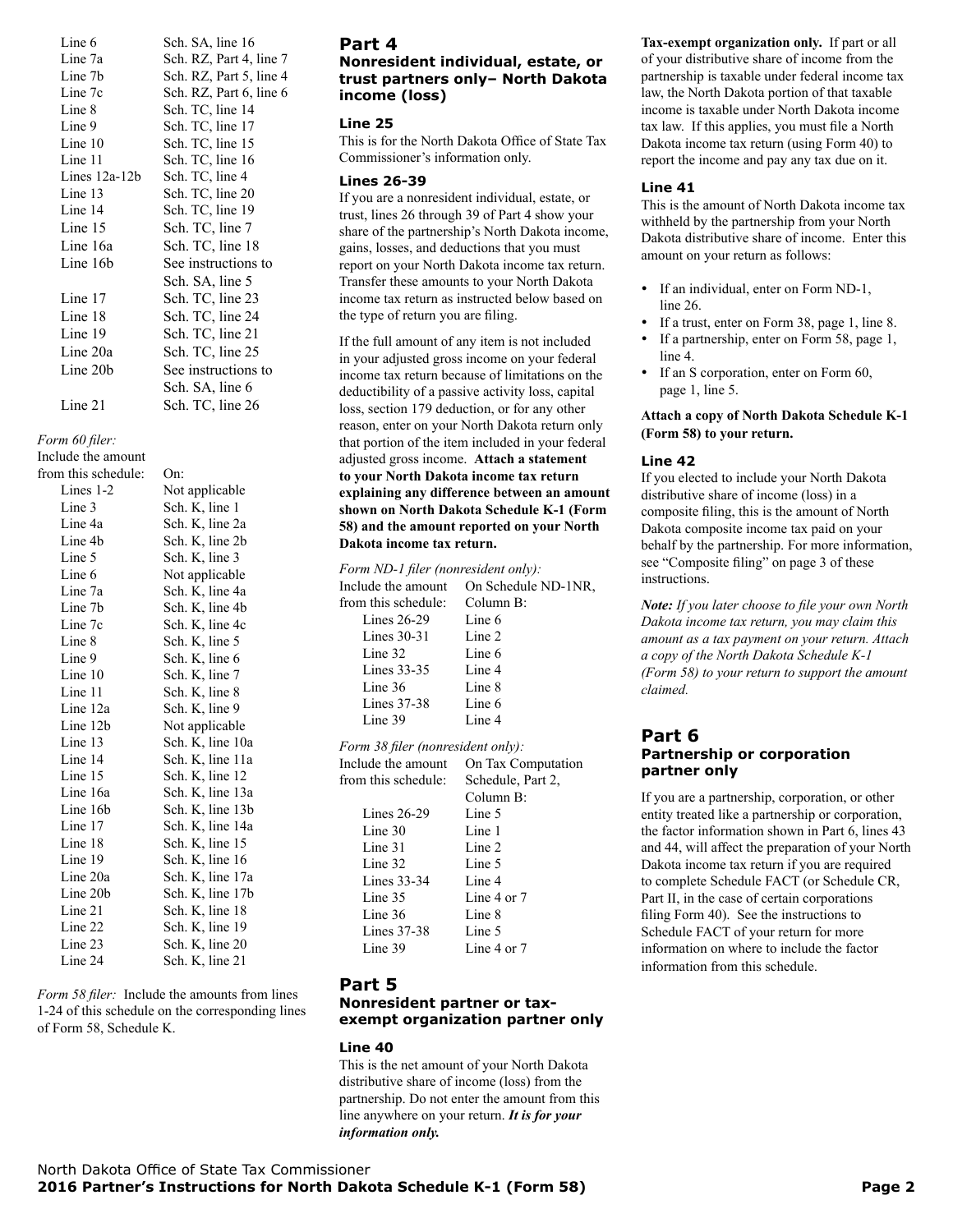| | |
|---|---|
| Line 6 | Sch. SA, line 16 |
| Line 7a | Sch. RZ, Part 4, line 7 |
| Line 7b | Sch. RZ, Part 5, line 4 |
| Line 7c | Sch. RZ, Part 6, line 6 |
| Line 8 | Sch. TC, line 14 |
| Line 9 | Sch. TC, line 17 |
| Line 10 | Sch. TC, line 15 |
| Line 11 | Sch. TC, line 16 |
| Lines 12a-12b | Sch. TC, line 4 |
| Line 13 | Sch. TC, line 20 |
| Line 14 | Sch. TC, line 19 |
| Line 15 | Sch. TC, line 7 |
| Line 16a | Sch. TC, line 18 |
| Line 16b | See instructions to Sch. SA, line 5 |
| Line 17 | Sch. TC, line 23 |
| Line 18 | Sch. TC, line 24 |
| Line 19 | Sch. TC, line 21 |
| Line 20a | Sch. TC, line 25 |
| Line 20b | See instructions to Sch. SA, line 6 |
| Line 21 | Sch. TC, line 26 |

*Form 60 filer:*

| Include the amount from this schedule: | On: |
|---|---|
| Lines 1-2 | Not applicable |
| Line 3 | Sch. K, line 1 |
| Line 4a | Sch. K, line 2a |
| Line 4b | Sch. K, line 2b |
| Line 5 | Sch. K, line 3 |
| Line 6 | Not applicable |
| Line 7a | Sch. K, line 4a |
| Line 7b | Sch. K, line 4b |
| Line 7c | Sch. K, line 4c |
| Line 8 | Sch. K, line 5 |
| Line 9 | Sch. K, line 6 |
| Line 10 | Sch. K, line 7 |
| Line 11 | Sch. K, line 8 |
| Line 12a | Sch. K, line 9 |
| Line 12b | Not applicable |
| Line 13 | Sch. K, line 10a |
| Line 14 | Sch. K, line 11a |
| Line 15 | Sch. K, line 12 |
| Line 16a | Sch. K, line 13a |
| Line 16b | Sch. K, line 13b |
| Line 17 | Sch. K, line 14a |
| Line 18 | Sch. K, line 15 |
| Line 19 | Sch. K, line 16 |
| Line 20a | Sch. K, line 17a |
| Line 20b | Sch. K, line 17b |
| Line 21 | Sch. K, line 18 |
| Line 22 | Sch. K, line 19 |
| Line 23 | Sch. K, line 20 |
| Line 24 | Sch. K, line 21 |

*Form 58 filer:* Include the amounts from lines 1-24 of this schedule on the corresponding lines of Form 58, Schedule K.

## Part 4
### Nonresident individual, estate, or trust partners only– North Dakota income (loss)

#### Line 25

This is for the North Dakota Office of State Tax Commissioner's information only.

#### Lines 26-39

If you are a nonresident individual, estate, or trust, lines 26 through 39 of Part 4 show your share of the partnership's North Dakota income, gains, losses, and deductions that you must report on your North Dakota income tax return. Transfer these amounts to your North Dakota income tax return as instructed below based on the type of return you are filing.

If the full amount of any item is not included in your adjusted gross income on your federal income tax return because of limitations on the deductibility of a passive activity loss, capital loss, section 179 deduction, or for any other reason, enter on your North Dakota return only that portion of the item included in your federal adjusted gross income. **Attach a statement to your North Dakota income tax return explaining any difference between an amount shown on North Dakota Schedule K-1 (Form 58) and the amount reported on your North Dakota income tax return.**

*Form ND-1 filer (nonresident only):*

| Include the amount from this schedule: | On Schedule ND-1NR, Column B: |
|---|---|
| Lines 26-29 | Line 6 |
| Lines 30-31 | Line 2 |
| Line 32 | Line 6 |
| Lines 33-35 | Line 4 |
| Line 36 | Line 8 |
| Lines 37-38 | Line 6 |
| Line 39 | Line 4 |

*Form 38 filer (nonresident only):*

| Include the amount from this schedule: | On Tax Computation Schedule, Part 2, Column B: |
|---|---|
| Lines 26-29 | Line 5 |
| Line 30 | Line 1 |
| Line 31 | Line 2 |
| Line 32 | Line 5 |
| Lines 33-34 | Line 4 |
| Line 35 | Line 4 or 7 |
| Line 36 | Line 8 |
| Lines 37-38 | Line 5 |
| Line 39 | Line 4 or 7 |

## Part 5
### Nonresident partner or tax-exempt organization partner only

#### Line 40

This is the net amount of your North Dakota distributive share of income (loss) from the partnership. Do not enter the amount from this line anywhere on your return. ***It is for your information only.***

**Tax-exempt organization only.** If part or all of your distributive share of income from the partnership is taxable under federal income tax law, the North Dakota portion of that taxable income is taxable under North Dakota income tax law. If this applies, you must file a North Dakota income tax return (using Form 40) to report the income and pay any tax due on it.

#### Line 41

This is the amount of North Dakota income tax withheld by the partnership from your North Dakota distributive share of income. Enter this amount on your return as follows:

- If an individual, enter on Form ND-1, line 26.
- If a trust, enter on Form 38, page 1, line 8.
- If a partnership, enter on Form 58, page 1, line 4.
- If an S corporation, enter on Form 60, page 1, line 5.

**Attach a copy of North Dakota Schedule K-1 (Form 58) to your return.**

#### Line 42

If you elected to include your North Dakota distributive share of income (loss) in a composite filing, this is the amount of North Dakota composite income tax paid on your behalf by the partnership. For more information, see "Composite filing" on page 3 of these instructions.

***Note:** If you later choose to file your own North Dakota income tax return, you may claim this amount as a tax payment on your return. Attach a copy of the North Dakota Schedule K-1 (Form 58) to your return to support the amount claimed.*

## Part 6
### Partnership or corporation partner only

If you are a partnership, corporation, or other entity treated like a partnership or corporation, the factor information shown in Part 6, lines 43 and 44, will affect the preparation of your North Dakota income tax return if you are required to complete Schedule FACT (or Schedule CR, Part II, in the case of certain corporations filing Form 40). See the instructions to Schedule FACT of your return for more information on where to include the factor information from this schedule.